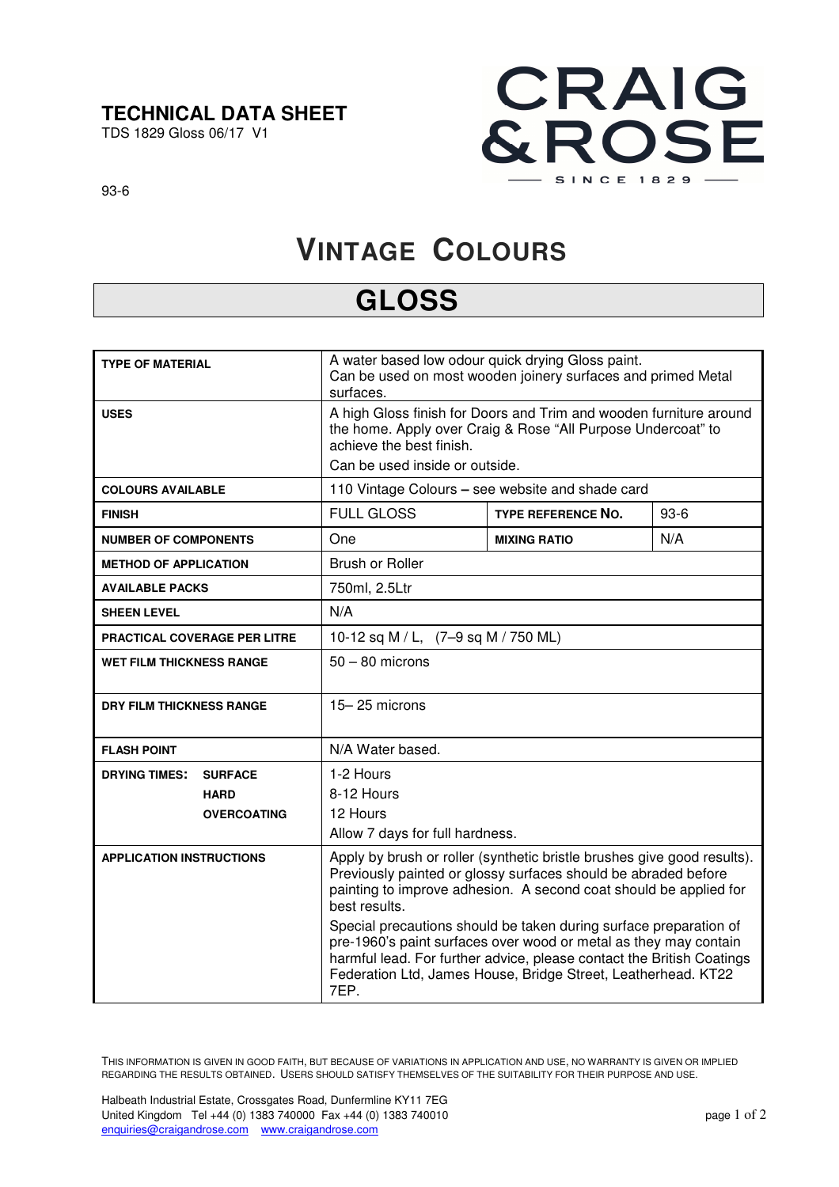**TECHNICAL DATA SHEET**
TDS 1829 Gloss 06/17 V1

CRAIG & ROSE
SINCE 1829

93-6

# VINTAGE COLOURS

## GLOSS

| | | | |
|---|---|---|---|
| **TYPE OF MATERIAL** | A water based low odour quick drying Gloss paint. Can be used on most wooden joinery surfaces and primed Metal surfaces. | | |
| **USES** | A high Gloss finish for Doors and Trim and wooden furniture around the home. Apply over Craig & Rose "All Purpose Undercoat" to achieve the best finish. Can be used inside or outside. | | |
| **COLOURS AVAILABLE** | 110 Vintage Colours – see website and shade card | | |
| **FINISH** | FULL GLOSS | **TYPE REFERENCE NO.** | 93-6 |
| **NUMBER OF COMPONENTS** | One | **MIXING RATIO** | N/A |
| **METHOD OF APPLICATION** | Brush or Roller | | |
| **AVAILABLE PACKS** | 750ml, 2.5Ltr | | |
| **SHEEN LEVEL** | N/A | | |
| **PRACTICAL COVERAGE PER LITRE** | 10-12 sq M / L, (7–9 sq M / 750 ML) | | |
| **WET FILM THICKNESS RANGE** | 50 – 80 microns | | |
| **DRY FILM THICKNESS RANGE** | 15– 25 microns | | |
| **FLASH POINT** | N/A Water based. | | |
| **DRYING TIMES: SURFACE** | 1-2 Hours | | |
| **HARD** | 8-12 Hours | | |
| **OVERCOATING** | 12 Hours. Allow 7 days for full hardness. | | |
| **APPLICATION INSTRUCTIONS** | Apply by brush or roller (synthetic bristle brushes give good results). Previously painted or glossy surfaces should be abraded before painting to improve adhesion. A second coat should be applied for best results. Special precautions should be taken during surface preparation of pre-1960's paint surfaces over wood or metal as they may contain harmful lead. For further advice, please contact the British Coatings Federation Ltd, James House, Bridge Street, Leatherhead. KT22 7EP. | | |

THIS INFORMATION IS GIVEN IN GOOD FAITH, BUT BECAUSE OF VARIATIONS IN APPLICATION AND USE, NO WARRANTY IS GIVEN OR IMPLIED REGARDING THE RESULTS OBTAINED. USERS SHOULD SATISFY THEMSELVES OF THE SUITABILITY FOR THEIR PURPOSE AND USE.

Halbeath Industrial Estate, Crossgates Road, Dunfermline KY11 7EG
United Kingdom Tel +44 (0) 1383 740000 Fax +44 (0) 1383 740010
enquiries@craigandrose.com www.craigandrose.com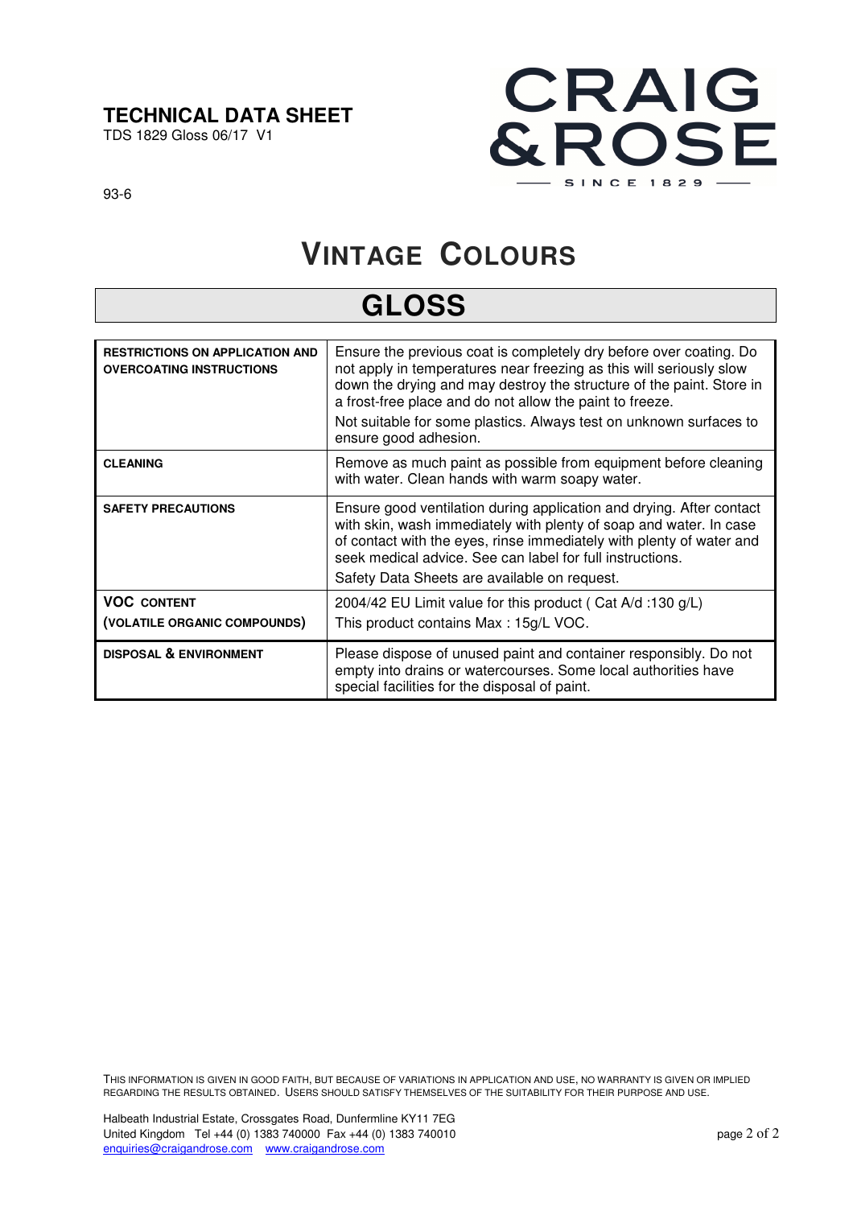## TECHNICAL DATA SHEET

TDS 1829 Gloss 06/17 V1

93-6

# VINTAGE COLOURS

## GLOSS

| | |
|---|---|
| **RESTRICTIONS ON APPLICATION AND OVERCOATING INSTRUCTIONS** | Ensure the previous coat is completely dry before over coating. Do not apply in temperatures near freezing as this will seriously slow down the drying and may destroy the structure of the paint. Store in a frost-free place and do not allow the paint to freeze.<br>Not suitable for some plastics. Always test on unknown surfaces to ensure good adhesion. |
| **CLEANING** | Remove as much paint as possible from equipment before cleaning with water. Clean hands with warm soapy water. |
| **SAFETY PRECAUTIONS** | Ensure good ventilation during application and drying. After contact with skin, wash immediately with plenty of soap and water. In case of contact with the eyes, rinse immediately with plenty of water and seek medical advice. See can label for full instructions.<br>Safety Data Sheets are available on request. |
| **VOC CONTENT (VOLATILE ORGANIC COMPOUNDS)** | 2004/42 EU Limit value for this product ( Cat A/d :130 g/L)<br>This product contains Max : 15g/L VOC. |
| **DISPOSAL & ENVIRONMENT** | Please dispose of unused paint and container responsibly. Do not empty into drains or watercourses. Some local authorities have special facilities for the disposal of paint. |

THIS INFORMATION IS GIVEN IN GOOD FAITH, BUT BECAUSE OF VARIATIONS IN APPLICATION AND USE, NO WARRANTY IS GIVEN OR IMPLIED REGARDING THE RESULTS OBTAINED. USERS SHOULD SATISFY THEMSELVES OF THE SUITABILITY FOR THEIR PURPOSE AND USE.

Halbeath Industrial Estate, Crossgates Road, Dunfermline KY11 7EG
United Kingdom Tel +44 (0) 1383 740000 Fax +44 (0) 1383 740010
enquiries@craigandrose.com www.craigandrose.com